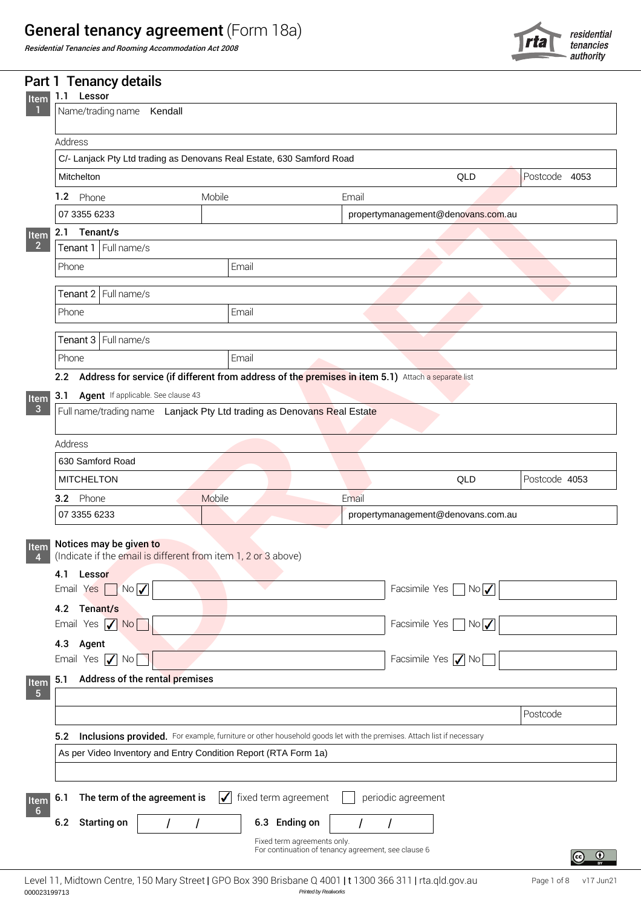# General tenancy agreement (Form 18a)

*Residential Tenancies and Rooming Accommodation Act 2008*

residential tenancies authority

## Part 1 Tenancy details

### Item 1

**1.1 Lessor**

Name/trading name: Kendall

Address: C/- Lanjack Pty Ltd trading as Denovans Real Estate, 630 Samford Road
Mitchelton QLD Postcode 4053

**1.2** Phone: 07 3355 6233 | Mobile: | Email: propertymanagement@denovans.com.au

### Item 2

**2.1 Tenant/s**

| | |
|---|---|
| Tenant 1 | Full name/s |
| Phone | Email |
| Tenant 2 | Full name/s |
| Phone | Email |
| Tenant 3 | Full name/s |
| Phone | Email |

**2.2 Address for service (if different from address of the premises in item 5.1)** Attach a separate list

### Item 3

**3.1 Agent** If applicable. See clause 43

Full name/trading name: Lanjack Pty Ltd trading as Denovans Real Estate

Address: 630 Samford Road
MITCHELTON QLD Postcode 4053

**3.2** Phone: 07 3355 6233 | Mobile: | Email: propertymanagement@denovans.com.au

### Item 4

**Notices may be given to**
(Indicate if the email is different from item 1, 2 or 3 above)

**4.1 Lessor**
Email Yes ☐ No ☑ | Facsimile Yes ☐ No ☑

**4.2 Tenant/s**
Email Yes ☑ No ☐ | Facsimile Yes ☐ No ☑

**4.3 Agent**
Email Yes ☑ No ☐ | Facsimile Yes ☑ No ☐

### Item 5

**5.1 Address of the rental premises**

Postcode

**5.2 Inclusions provided.** For example, furniture or other household goods let with the premises. Attach list if necessary

As per Video Inventory and Entry Condition Report (RTA Form 1a)

### Item 6

**6.1 The term of the agreement is** ☑ fixed term agreement ☐ periodic agreement

**6.2 Starting on** / / **6.3 Ending on** / /

Fixed term agreements only.
For continuation of tenancy agreement, see clause 6

Level 11, Midtown Centre, 150 Mary Street | GPO Box 390 Brisbane Q 4001 | t 1300 366 311 | rta.qld.gov.au

000023199713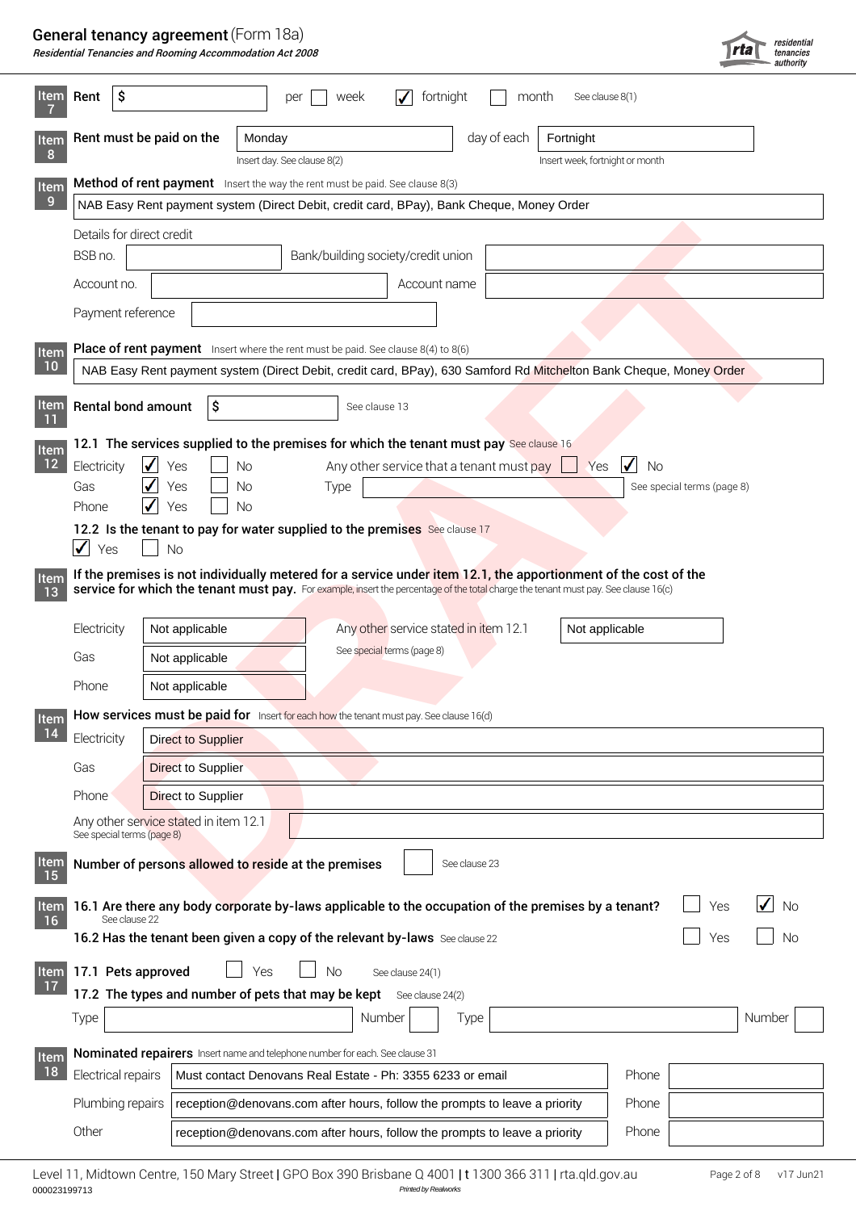# General tenancy agreement (Form 18a)

*Residential Tenancies and Rooming Accommodation Act 2008*

**Item 7** **Rent** $ ______ per ☐ week ☑ fortnight ☐ month See clause 8(1)

**Item 8** **Rent must be paid on the** Monday (Insert day. See clause 8(2)) day of each Fortnight (Insert week, fortnight or month)

**Item 9** **Method of rent payment** Insert the way the rent must be paid. See clause 8(3)

NAB Easy Rent payment system (Direct Debit, credit card, BPay), Bank Cheque, Money Order

Details for direct credit

BSB no. ______ Bank/building society/credit union ______

Account no. ______ Account name ______

Payment reference ______

**Item 10** **Place of rent payment** Insert where the rent must be paid. See clause 8(4) to 8(6)

NAB Easy Rent payment system (Direct Debit, credit card, BPay), 630 Samford Rd Mitchelton Bank Cheque, Money Order

**Item 11** **Rental bond amount** $ ______ See clause 13

**Item 12** **12.1 The services supplied to the premises for which the tenant must pay** See clause 16

| Service | Yes | No |
|---|---|---|
| Electricity | ☑ | ☐ |
| Gas | ☑ | ☐ |
| Phone | ☑ | ☐ |

Any other service that a tenant must pay ☐ Yes ☑ No

Type ______ See special terms (page 8)

**12.2 Is the tenant to pay for water supplied to the premises** See clause 17

☑ Yes ☐ No

**Item 13** **If the premises is not individually metered for a service under item 12.1, the apportionment of the cost of the service for which the tenant must pay.** For example, insert the percentage of the total charge the tenant must pay. See clause 16(c)

| | |
|---|---|
| Electricity | Not applicable |
| Gas | Not applicable |
| Phone | Not applicable |
| Any other service stated in item 12.1 (See special terms (page 8)) | Not applicable |

**Item 14** **How services must be paid for** Insert for each how the tenant must pay. See clause 16(d)

| | |
|---|---|
| Electricity | Direct to Supplier |
| Gas | Direct to Supplier |
| Phone | Direct to Supplier |
| Any other service stated in item 12.1 (See special terms (page 8)) | |

**Item 15** **Number of persons allowed to reside at the premises** ______ See clause 23

**Item 16** **16.1 Are there any body corporate by-laws applicable to the occupation of the premises by a tenant?** See clause 22 ☐ Yes ☑ No

**16.2 Has the tenant been given a copy of the relevant by-laws** See clause 22 ☐ Yes ☐ No

**Item 17** **17.1 Pets approved** ☐ Yes ☐ No See clause 24(1)

**17.2 The types and number of pets that may be kept** See clause 24(2)

Type ______ Number ______ Type ______ Number ______

**Item 18** **Nominated repairers** Insert name and telephone number for each. See clause 31

| | | Phone |
|---|---|---|
| Electrical repairs | Must contact Denovans Real Estate - Ph: 3355 6233 or email | |
| Plumbing repairs | reception@denovans.com after hours, follow the prompts to leave a priority | |
| Other | reception@denovans.com after hours, follow the prompts to leave a priority | |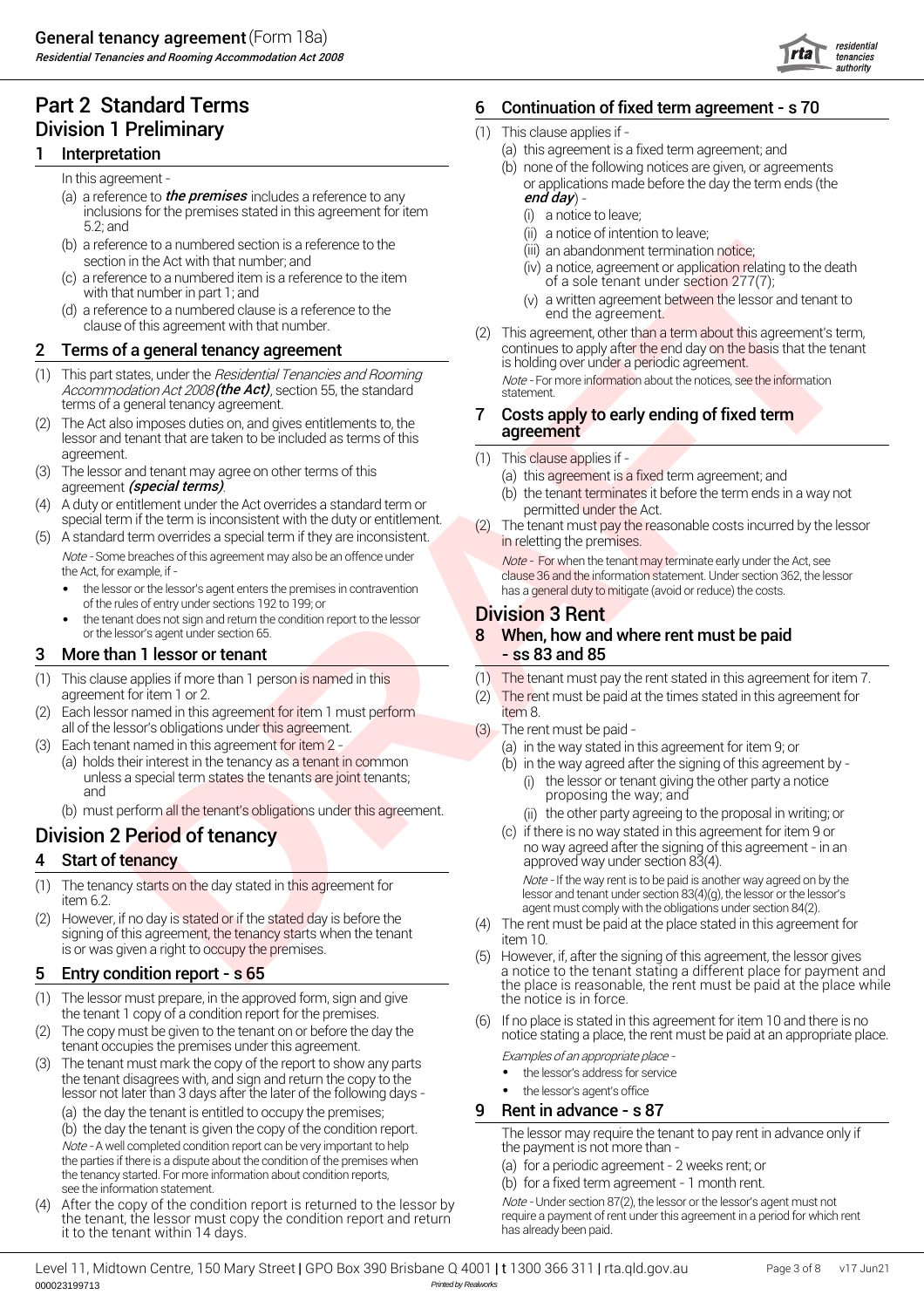# Part 2 Standard Terms

## Division 1 Preliminary

### 1 Interpretation

In this agreement -

(a) a reference to ***the premises*** includes a reference to any inclusions for the premises stated in this agreement for item 5.2; and

(b) a reference to a numbered section is a reference to the section in the Act with that number; and

(c) a reference to a numbered item is a reference to the item with that number in part 1; and

(d) a reference to a numbered clause is a reference to the clause of this agreement with that number.

### 2 Terms of a general tenancy agreement

(1) This part states, under the *Residential Tenancies and Rooming Accommodation Act 2008* ***(the Act)***, section 55, the standard terms of a general tenancy agreement.

(2) The Act also imposes duties on, and gives entitlements to, the lessor and tenant that are taken to be included as terms of this agreement.

(3) The lessor and tenant may agree on other terms of this agreement ***(special terms)***.

(4) A duty or entitlement under the Act overrides a standard term or special term if the term is inconsistent with the duty or entitlement.

(5) A standard term overrides a special term if they are inconsistent.

*Note* - Some breaches of this agreement may also be an offence under the Act, for example, if -

- the lessor or the lessor's agent enters the premises in contravention of the rules of entry under sections 192 to 199; or
- the tenant does not sign and return the condition report to the lessor or the lessor's agent under section 65.

### 3 More than 1 lessor or tenant

(1) This clause applies if more than 1 person is named in this agreement for item 1 or 2.

(2) Each lessor named in this agreement for item 1 must perform all of the lessor's obligations under this agreement.

(3) Each tenant named in this agreement for item 2 -

(a) holds their interest in the tenancy as a tenant in common unless a special term states the tenants are joint tenants; and

(b) must perform all the tenant's obligations under this agreement.

## Division 2 Period of tenancy

### 4 Start of tenancy

(1) The tenancy starts on the day stated in this agreement for item 6.2.

(2) However, if no day is stated or if the stated day is before the signing of this agreement, the tenancy starts when the tenant is or was given a right to occupy the premises.

### 5 Entry condition report - s 65

(1) The lessor must prepare, in the approved form, sign and give the tenant 1 copy of a condition report for the premises.

(2) The copy must be given to the tenant on or before the day the tenant occupies the premises under this agreement.

(3) The tenant must mark the copy of the report to show any parts the tenant disagrees with, and sign and return the copy to the lessor not later than 3 days after the later of the following days -

(a) the day the tenant is entitled to occupy the premises;

(b) the day the tenant is given the copy of the condition report.

*Note* - A well completed condition report can be very important to help the parties if there is a dispute about the condition of the premises when the tenancy started. For more information about condition reports, see the information statement.

(4) After the copy of the condition report is returned to the lessor by the tenant, the lessor must copy the condition report and return it to the tenant within 14 days.

### 6 Continuation of fixed term agreement - s 70

(1) This clause applies if -

(a) this agreement is a fixed term agreement; and

(b) none of the following notices are given, or agreements or applications made before the day the term ends (the ***end day***) -

(i) a notice to leave;

(ii) a notice of intention to leave;

(iii) an abandonment termination notice;

(iv) a notice, agreement or application relating to the death of a sole tenant under section 277(7);

(v) a written agreement between the lessor and tenant to end the agreement.

(2) This agreement, other than a term about this agreement's term, continues to apply after the end day on the basis that the tenant is holding over under a periodic agreement.

*Note* - For more information about the notices, see the information statement.

### 7 Costs apply to early ending of fixed term agreement

(1) This clause applies if -

(a) this agreement is a fixed term agreement; and

(b) the tenant terminates it before the term ends in a way not permitted under the Act.

(2) The tenant must pay the reasonable costs incurred by the lessor in reletting the premises.

*Note* - For when the tenant may terminate early under the Act, see clause 36 and the information statement. Under section 362, the lessor has a general duty to mitigate (avoid or reduce) the costs.

## Division 3 Rent

### 8 When, how and where rent must be paid - ss 83 and 85

(1) The tenant must pay the rent stated in this agreement for item 7.

(2) The rent must be paid at the times stated in this agreement for item 8.

(3) The rent must be paid -

(a) in the way stated in this agreement for item 9; or

(b) in the way agreed after the signing of this agreement by -

(i) the lessor or tenant giving the other party a notice proposing the way; and

(ii) the other party agreeing to the proposal in writing; or

(c) if there is no way stated in this agreement for item 9 or no way agreed after the signing of this agreement - in an approved way under section 83(4).

*Note* - If the way rent is to be paid is another way agreed on by the lessor and tenant under section 83(4)(g), the lessor or the lessor's agent must comply with the obligations under section 84(2).

(4) The rent must be paid at the place stated in this agreement for item 10.

(5) However, if, after the signing of this agreement, the lessor gives a notice to the tenant stating a different place for payment and the place is reasonable, the rent must be paid at the place while the notice is in force.

(6) If no place is stated in this agreement for item 10 and there is no notice stating a place, the rent must be paid at an appropriate place.

*Examples of an appropriate place* -

- the lessor's address for service
- the lessor's agent's office

### 9 Rent in advance - s 87

The lessor may require the tenant to pay rent in advance only if the payment is not more than -

(a) for a periodic agreement - 2 weeks rent; or

(b) for a fixed term agreement - 1 month rent.

*Note* - Under section 87(2), the lessor or the lessor's agent must not require a payment of rent under this agreement in a period for which rent has already been paid.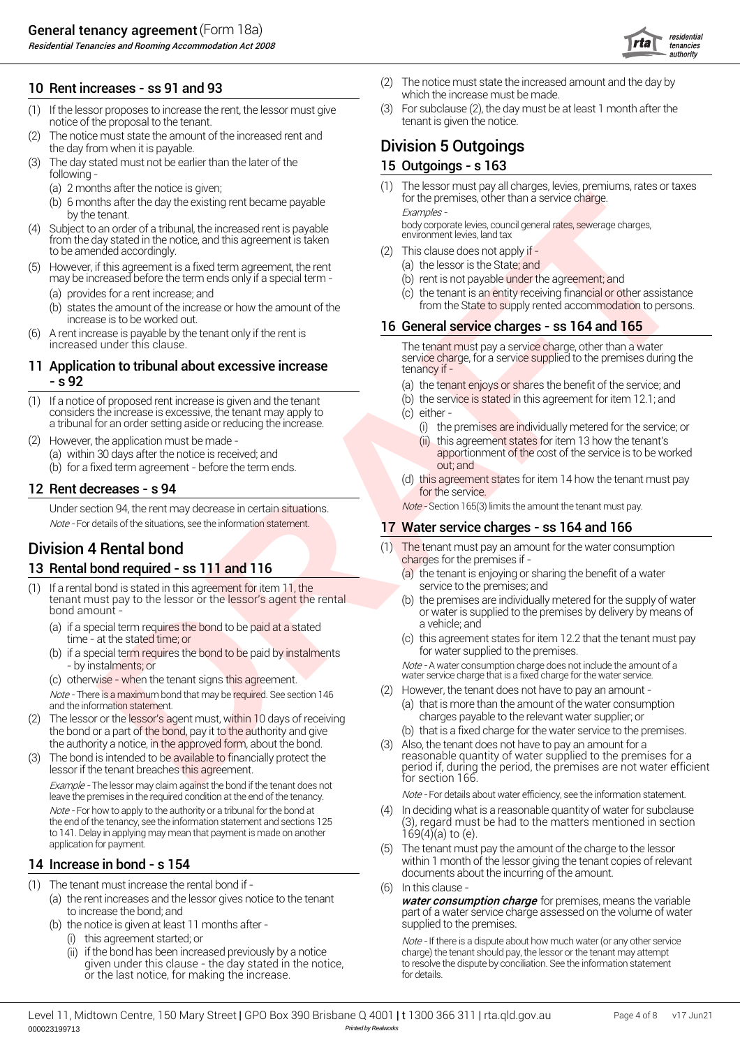## 10 Rent increases - ss 91 and 93

(1) If the lessor proposes to increase the rent, the lessor must give notice of the proposal to the tenant.

(2) The notice must state the amount of the increased rent and the day from when it is payable.

(3) The day stated must not be earlier than the later of the following -

(a) 2 months after the notice is given;

(b) 6 months after the day the existing rent became payable by the tenant.

(4) Subject to an order of a tribunal, the increased rent is payable from the day stated in the notice, and this agreement is taken to be amended accordingly.

(5) However, if this agreement is a fixed term agreement, the rent may be increased before the term ends only if a special term -

(a) provides for a rent increase; and

(b) states the amount of the increase or how the amount of the increase is to be worked out.

(6) A rent increase is payable by the tenant only if the rent is increased under this clause.

## 11 Application to tribunal about excessive increase - s 92

(1) If a notice of proposed rent increase is given and the tenant considers the increase is excessive, the tenant may apply to a tribunal for an order setting aside or reducing the increase.

(2) However, the application must be made -

(a) within 30 days after the notice is received; and

(b) for a fixed term agreement - before the term ends.

## 12 Rent decreases - s 94

Under section 94, the rent may decrease in certain situations.

*Note* - For details of the situations, see the information statement.

# Division 4 Rental bond

## 13 Rental bond required - ss 111 and 116

(1) If a rental bond is stated in this agreement for item 11, the tenant must pay to the lessor or the lessor's agent the rental bond amount -

(a) if a special term requires the bond to be paid at a stated time - at the stated time; or

(b) if a special term requires the bond to be paid by instalments - by instalments; or

(c) otherwise - when the tenant signs this agreement.

*Note* - There is a maximum bond that may be required. See section 146 and the information statement.

(2) The lessor or the lessor's agent must, within 10 days of receiving the bond or a part of the bond, pay it to the authority and give the authority a notice, in the approved form, about the bond.

(3) The bond is intended to be available to financially protect the lessor if the tenant breaches this agreement.

*Example* - The lessor may claim against the bond if the tenant does not leave the premises in the required condition at the end of the tenancy.

*Note* - For how to apply to the authority or a tribunal for the bond at the end of the tenancy, see the information statement and sections 125 to 141. Delay in applying may mean that payment is made on another application for payment.

## 14 Increase in bond - s 154

(1) The tenant must increase the rental bond if -

(a) the rent increases and the lessor gives notice to the tenant to increase the bond; and

(b) the notice is given at least 11 months after -

(i) this agreement started; or

(ii) if the bond has been increased previously by a notice given under this clause - the day stated in the notice, or the last notice, for making the increase.

(2) The notice must state the increased amount and the day by which the increase must be made.

(3) For subclause (2), the day must be at least 1 month after the tenant is given the notice.

# Division 5 Outgoings

## 15 Outgoings - s 163

(1) The lessor must pay all charges, levies, premiums, rates or taxes for the premises, other than a service charge.

*Examples* -

body corporate levies, council general rates, sewerage charges, environment levies, land tax

(2) This clause does not apply if -

(a) the lessor is the State; and

(b) rent is not payable under the agreement; and

(c) the tenant is an entity receiving financial or other assistance from the State to supply rented accommodation to persons.

## 16 General service charges - ss 164 and 165

The tenant must pay a service charge, other than a water service charge, for a service supplied to the premises during the tenancy if -

(a) the tenant enjoys or shares the benefit of the service; and

(b) the service is stated in this agreement for item 12.1; and

(c) either -

(i) the premises are individually metered for the service; or

(ii) this agreement states for item 13 how the tenant's apportionment of the cost of the service is to be worked out; and

(d) this agreement states for item 14 how the tenant must pay for the service.

*Note* - Section 165(3) limits the amount the tenant must pay.

## 17 Water service charges - ss 164 and 166

(1) The tenant must pay an amount for the water consumption charges for the premises if -

(a) the tenant is enjoying or sharing the benefit of a water service to the premises; and

(b) the premises are individually metered for the supply of water or water is supplied to the premises by delivery by means of a vehicle; and

(c) this agreement states for item 12.2 that the tenant must pay for water supplied to the premises.

*Note* - A water consumption charge does not include the amount of a water service charge that is a fixed charge for the water service.

(2) However, the tenant does not have to pay an amount -

(a) that is more than the amount of the water consumption charges payable to the relevant water supplier; or

(b) that is a fixed charge for the water service to the premises.

(3) Also, the tenant does not have to pay an amount for a reasonable quantity of water supplied to the premises for a period if, during the period, the premises are not water efficient for section 166.

*Note* - For details about water efficiency, see the information statement.

(4) In deciding what is a reasonable quantity of water for subclause (3), regard must be had to the matters mentioned in section 169(4)(a) to (e).

(5) The tenant must pay the amount of the charge to the lessor within 1 month of the lessor giving the tenant copies of relevant documents about the incurring of the amount.

(6) In this clause -

***water consumption charge*** for premises, means the variable part of a water service charge assessed on the volume of water supplied to the premises.

*Note* - If there is a dispute about how much water (or any other service charge) the tenant should pay, the lessor or the tenant may attempt to resolve the dispute by conciliation. See the information statement for details.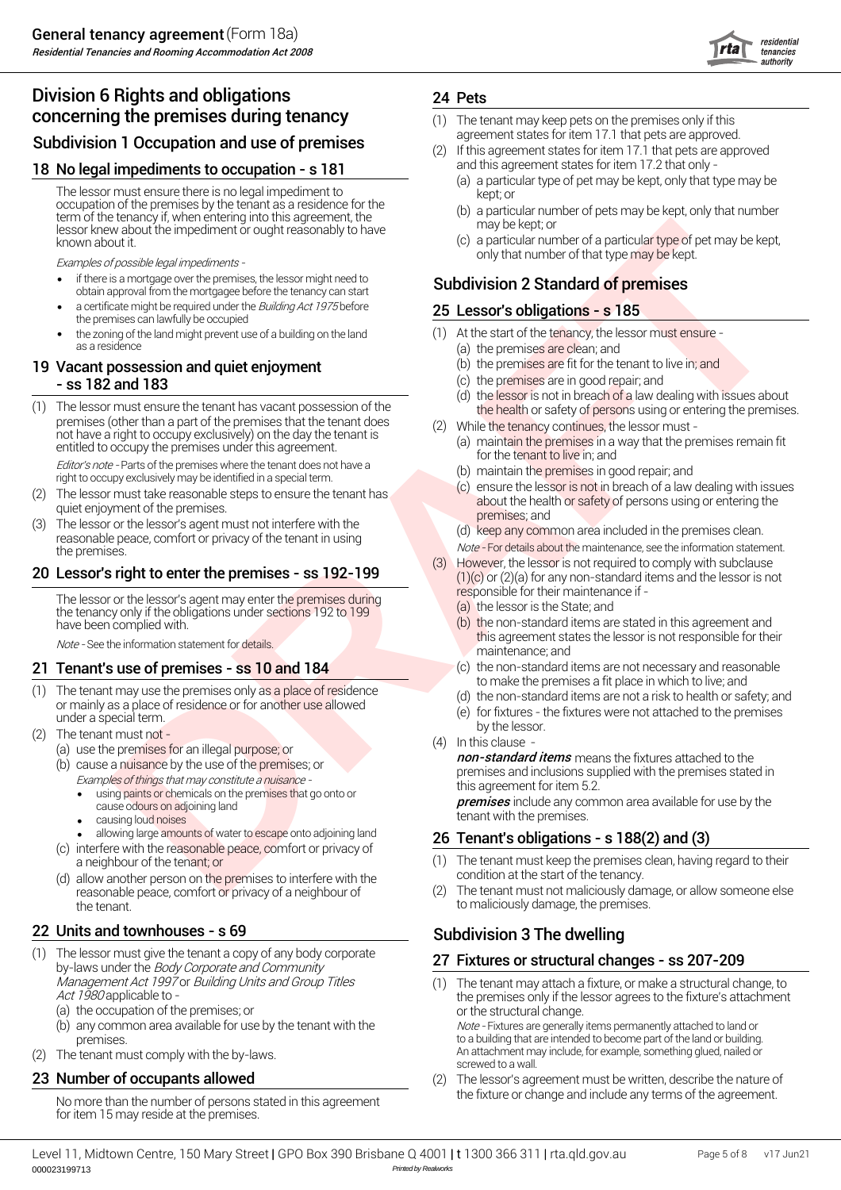# Division 6 Rights and obligations concerning the premises during tenancy

## Subdivision 1 Occupation and use of premises

### 18 No legal impediments to occupation - s 181

The lessor must ensure there is no legal impediment to occupation of the premises by the tenant as a residence for the term of the tenancy if, when entering into this agreement, the lessor knew about the impediment or ought reasonably to have known about it.

*Examples of possible legal impediments -*

- if there is a mortgage over the premises, the lessor might need to obtain approval from the mortgagee before the tenancy can start
- a certificate might be required under the *Building Act 1975* before the premises can lawfully be occupied
- the zoning of the land might prevent use of a building on the land as a residence

### 19 Vacant possession and quiet enjoyment - ss 182 and 183

(1) The lessor must ensure the tenant has vacant possession of the premises (other than a part of the premises that the tenant does not have a right to occupy exclusively) on the day the tenant is entitled to occupy the premises under this agreement.

*Editor's note* - Parts of the premises where the tenant does not have a right to occupy exclusively may be identified in a special term.

(2) The lessor must take reasonable steps to ensure the tenant has quiet enjoyment of the premises.

(3) The lessor or the lessor's agent must not interfere with the reasonable peace, comfort or privacy of the tenant in using the premises.

### 20 Lessor's right to enter the premises - ss 192-199

The lessor or the lessor's agent may enter the premises during the tenancy only if the obligations under sections 192 to 199 have been complied with.

*Note* - See the information statement for details.

### 21 Tenant's use of premises - ss 10 and 184

(1) The tenant may use the premises only as a place of residence or mainly as a place of residence or for another use allowed under a special term.

(2) The tenant must not -

(a) use the premises for an illegal purpose; or

(b) cause a nuisance by the use of the premises; or

*Examples of things that may constitute a nuisance -*

- using paints or chemicals on the premises that go onto or cause odours on adjoining land
- causing loud noises
- allowing large amounts of water to escape onto adjoining land

(c) interfere with the reasonable peace, comfort or privacy of a neighbour of the tenant; or

(d) allow another person on the premises to interfere with the reasonable peace, comfort or privacy of a neighbour of the tenant.

### 22 Units and townhouses - s 69

(1) The lessor must give the tenant a copy of any body corporate by-laws under the *Body Corporate and Community Management Act 1997* or *Building Units and Group Titles Act 1980* applicable to -

(a) the occupation of the premises; or

(b) any common area available for use by the tenant with the premises.

(2) The tenant must comply with the by-laws.

### 23 Number of occupants allowed

No more than the number of persons stated in this agreement for item 15 may reside at the premises.

### 24 Pets

(1) The tenant may keep pets on the premises only if this agreement states for item 17.1 that pets are approved.

(2) If this agreement states for item 17.1 that pets are approved and this agreement states for item 17.2 that only -

(a) a particular type of pet may be kept, only that type may be kept; or

(b) a particular number of pets may be kept, only that number may be kept; or

(c) a particular number of a particular type of pet may be kept, only that number of that type may be kept.

## Subdivision 2 Standard of premises

### 25 Lessor's obligations - s 185

(1) At the start of the tenancy, the lessor must ensure -

(a) the premises are clean; and

(b) the premises are fit for the tenant to live in; and

(c) the premises are in good repair; and

(d) the lessor is not in breach of a law dealing with issues about the health or safety of persons using or entering the premises.

(2) While the tenancy continues, the lessor must -

(a) maintain the premises in a way that the premises remain fit for the tenant to live in; and

(b) maintain the premises in good repair; and

(c) ensure the lessor is not in breach of a law dealing with issues about the health or safety of persons using or entering the premises; and

(d) keep any common area included in the premises clean.

*Note* - For details about the maintenance, see the information statement.

(3) However, the lessor is not required to comply with subclause (1)(c) or (2)(a) for any non-standard items and the lessor is not responsible for their maintenance if -

(a) the lessor is the State; and

(b) the non-standard items are stated in this agreement and this agreement states the lessor is not responsible for their maintenance; and

(c) the non-standard items are not necessary and reasonable to make the premises a fit place in which to live; and

(d) the non-standard items are not a risk to health or safety; and

(e) for fixtures - the fixtures were not attached to the premises by the lessor.

(4) In this clause -

***non-standard items*** means the fixtures attached to the premises and inclusions supplied with the premises stated in this agreement for item 5.2.

***premises*** include any common area available for use by the tenant with the premises.

### 26 Tenant's obligations - s 188(2) and (3)

(1) The tenant must keep the premises clean, having regard to their condition at the start of the tenancy.

(2) The tenant must not maliciously damage, or allow someone else to maliciously damage, the premises.

## Subdivision 3 The dwelling

### 27 Fixtures or structural changes - ss 207-209

(1) The tenant may attach a fixture, or make a structural change, to the premises only if the lessor agrees to the fixture's attachment or the structural change.

*Note* - Fixtures are generally items permanently attached to land or to a building that are intended to become part of the land or building. An attachment may include, for example, something glued, nailed or screwed to a wall.

(2) The lessor's agreement must be written, describe the nature of the fixture or change and include any terms of the agreement.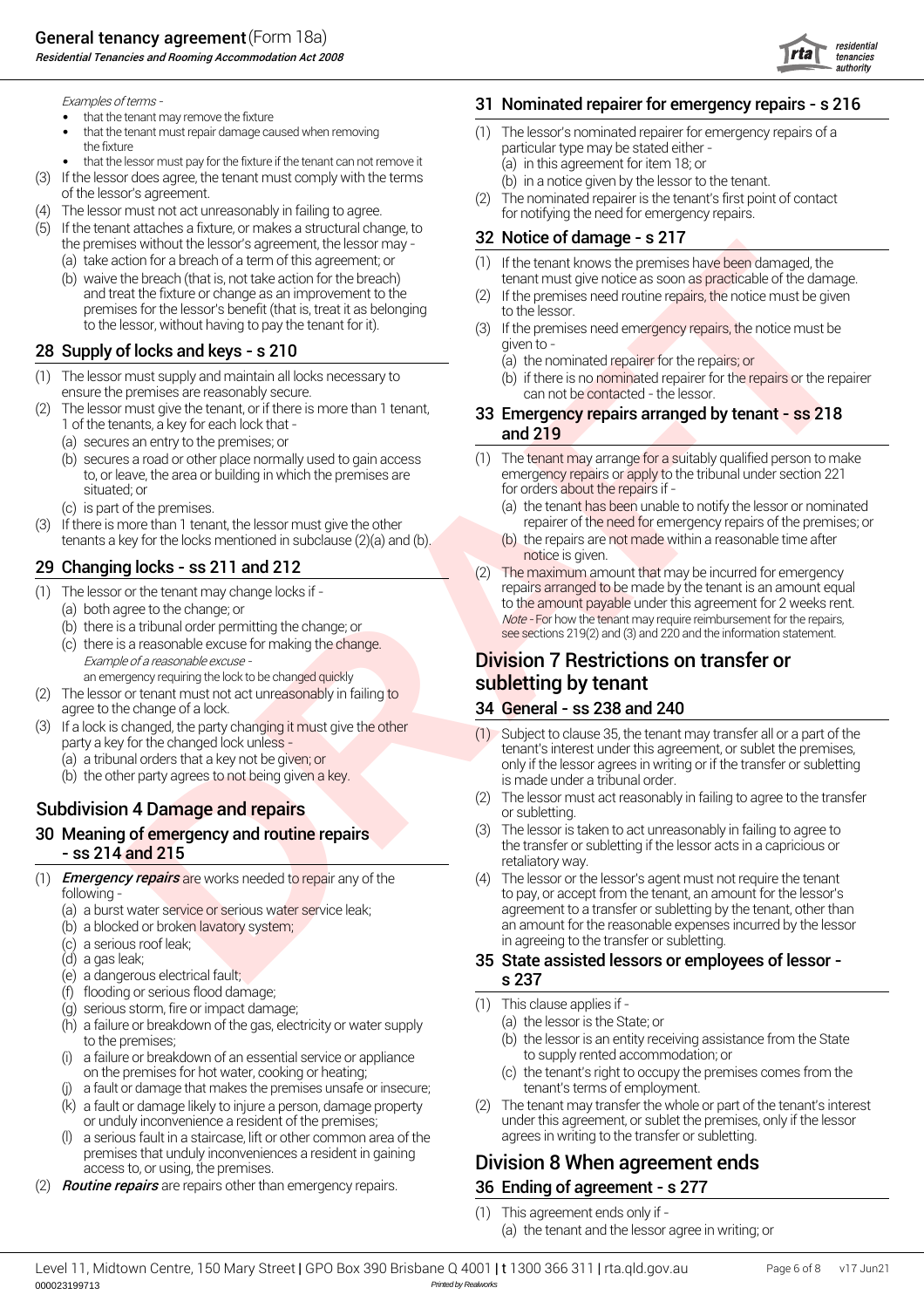*Examples of terms -*

- that the tenant may remove the fixture
- that the tenant must repair damage caused when removing the fixture
- that the lessor must pay for the fixture if the tenant can not remove it

(3) If the lessor does agree, the tenant must comply with the terms of the lessor's agreement.

(4) The lessor must not act unreasonably in failing to agree.

(5) If the tenant attaches a fixture, or makes a structural change, to the premises without the lessor's agreement, the lessor may -

(a) take action for a breach of a term of this agreement; or

(b) waive the breach (that is, not take action for the breach) and treat the fixture or change as an improvement to the premises for the lessor's benefit (that is, treat it as belonging to the lessor, without having to pay the tenant for it).

## 28 Supply of locks and keys - s 210

(1) The lessor must supply and maintain all locks necessary to ensure the premises are reasonably secure.

(2) The lessor must give the tenant, or if there is more than 1 tenant, 1 of the tenants, a key for each lock that -

(a) secures an entry to the premises; or

(b) secures a road or other place normally used to gain access to, or leave, the area or building in which the premises are situated; or

(c) is part of the premises.

(3) If there is more than 1 tenant, the lessor must give the other tenants a key for the locks mentioned in subclause (2)(a) and (b).

## 29 Changing locks - ss 211 and 212

(1) The lessor or the tenant may change locks if -

(a) both agree to the change; or

(b) there is a tribunal order permitting the change; or

(c) there is a reasonable excuse for making the change.

*Example of a reasonable excuse -*
an emergency requiring the lock to be changed quickly

(2) The lessor or tenant must not act unreasonably in failing to agree to the change of a lock.

(3) If a lock is changed, the party changing it must give the other party a key for the changed lock unless -

(a) a tribunal orders that a key not be given; or

(b) the other party agrees to not being given a key.

## Subdivision 4 Damage and repairs

## 30 Meaning of emergency and routine repairs - ss 214 and 215

(1) ***Emergency repairs*** are works needed to repair any of the following -

(a) a burst water service or serious water service leak;

(b) a blocked or broken lavatory system;

(c) a serious roof leak;

(d) a gas leak;

(e) a dangerous electrical fault;

(f) flooding or serious flood damage;

(g) serious storm, fire or impact damage;

(h) a failure or breakdown of the gas, electricity or water supply to the premises;

(i) a failure or breakdown of an essential service or appliance on the premises for hot water, cooking or heating;

(j) a fault or damage that makes the premises unsafe or insecure;

(k) a fault or damage likely to injure a person, damage property or unduly inconvenience a resident of the premises;

(l) a serious fault in a staircase, lift or other common area of the premises that unduly inconveniences a resident in gaining access to, or using, the premises.

(2) ***Routine repairs*** are repairs other than emergency repairs.

## 31 Nominated repairer for emergency repairs - s 216

(1) The lessor's nominated repairer for emergency repairs of a particular type may be stated either -

(a) in this agreement for item 18; or

(b) in a notice given by the lessor to the tenant.

(2) The nominated repairer is the tenant's first point of contact for notifying the need for emergency repairs.

## 32 Notice of damage - s 217

(1) If the tenant knows the premises have been damaged, the tenant must give notice as soon as practicable of the damage.

(2) If the premises need routine repairs, the notice must be given to the lessor.

(3) If the premises need emergency repairs, the notice must be given to -

(a) the nominated repairer for the repairs; or

(b) if there is no nominated repairer for the repairs or the repairer can not be contacted - the lessor.

## 33 Emergency repairs arranged by tenant - ss 218 and 219

(1) The tenant may arrange for a suitably qualified person to make emergency repairs or apply to the tribunal under section 221 for orders about the repairs if -

(a) the tenant has been unable to notify the lessor or nominated repairer of the need for emergency repairs of the premises; or

(b) the repairs are not made within a reasonable time after notice is given.

(2) The maximum amount that may be incurred for emergency repairs arranged to be made by the tenant is an amount equal to the amount payable under this agreement for 2 weeks rent.

*Note* - For how the tenant may require reimbursement for the repairs, see sections 219(2) and (3) and 220 and the information statement.

# Division 7 Restrictions on transfer or subletting by tenant

## 34 General - ss 238 and 240

(1) Subject to clause 35, the tenant may transfer all or a part of the tenant's interest under this agreement, or sublet the premises, only if the lessor agrees in writing or if the transfer or subletting is made under a tribunal order.

(2) The lessor must act reasonably in failing to agree to the transfer or subletting.

(3) The lessor is taken to act unreasonably in failing to agree to the transfer or subletting if the lessor acts in a capricious or retaliatory way.

(4) The lessor or the lessor's agent must not require the tenant to pay, or accept from the tenant, an amount for the lessor's agreement to a transfer or subletting by the tenant, other than an amount for the reasonable expenses incurred by the lessor in agreeing to the transfer or subletting.

## 35 State assisted lessors or employees of lessor - s 237

(1) This clause applies if -

(a) the lessor is the State; or

(b) the lessor is an entity receiving assistance from the State to supply rented accommodation; or

(c) the tenant's right to occupy the premises comes from the tenant's terms of employment.

(2) The tenant may transfer the whole or part of the tenant's interest under this agreement, or sublet the premises, only if the lessor agrees in writing to the transfer or subletting.

# Division 8 When agreement ends

## 36 Ending of agreement - s 277

(1) This agreement ends only if -

(a) the tenant and the lessor agree in writing; or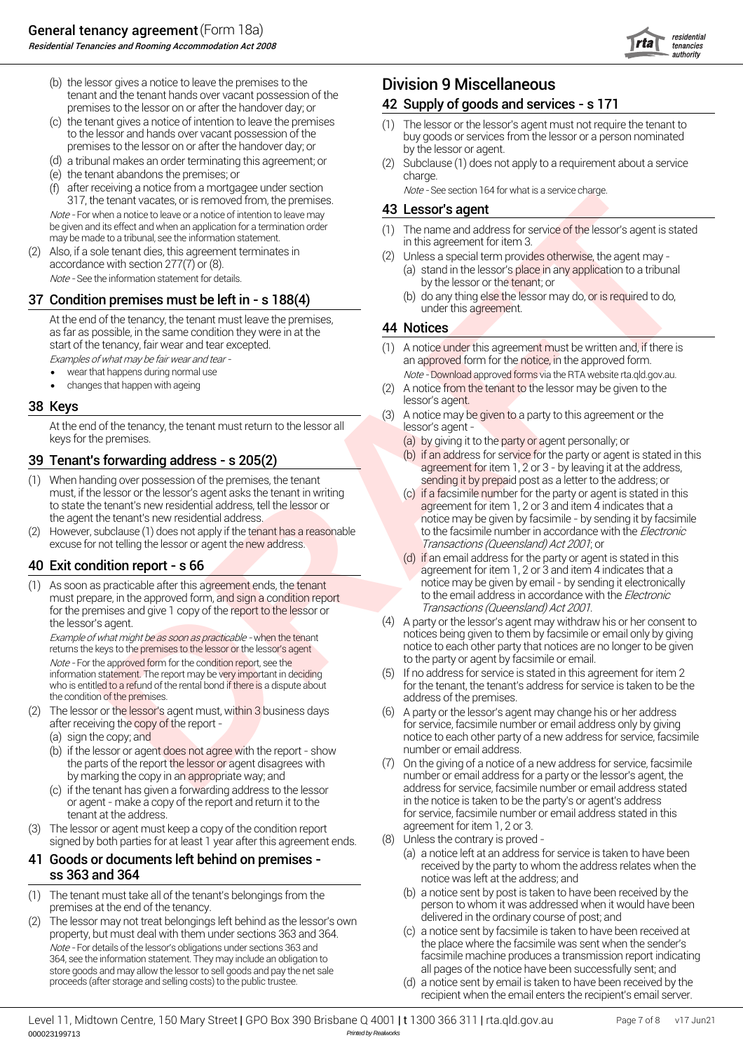(b) the lessor gives a notice to leave the premises to the tenant and the tenant hands over vacant possession of the premises to the lessor on or after the handover day; or

(c) the tenant gives a notice of intention to leave the premises to the lessor and hands over vacant possession of the premises to the lessor on or after the handover day; or

(d) a tribunal makes an order terminating this agreement; or

(e) the tenant abandons the premises; or

(f) after receiving a notice from a mortgagee under section 317, the tenant vacates, or is removed from, the premises.

*Note* - For when a notice to leave or a notice of intention to leave may be given and its effect and when an application for a termination order may be made to a tribunal, see the information statement.

(2) Also, if a sole tenant dies, this agreement terminates in accordance with section 277(7) or (8).

*Note* - See the information statement for details.

## 37 Condition premises must be left in - s 188(4)

At the end of the tenancy, the tenant must leave the premises, as far as possible, in the same condition they were in at the start of the tenancy, fair wear and tear excepted.

*Examples of what may be fair wear and tear* -

- wear that happens during normal use
- changes that happen with ageing

## 38 Keys

At the end of the tenancy, the tenant must return to the lessor all keys for the premises.

## 39 Tenant's forwarding address - s 205(2)

(1) When handing over possession of the premises, the tenant must, if the lessor or the lessor's agent asks the tenant in writing to state the tenant's new residential address, tell the lessor or the agent the tenant's new residential address.

(2) However, subclause (1) does not apply if the tenant has a reasonable excuse for not telling the lessor or agent the new address.

## 40 Exit condition report - s 66

(1) As soon as practicable after this agreement ends, the tenant must prepare, in the approved form, and sign a condition report for the premises and give 1 copy of the report to the lessor or the lessor's agent.

*Example of what might be as soon as practicable* - when the tenant returns the keys to the premises to the lessor or the lessor's agent

*Note* - For the approved form for the condition report, see the information statement. The report may be very important in deciding who is entitled to a refund of the rental bond if there is a dispute about the condition of the premises.

(2) The lessor or the lessor's agent must, within 3 business days after receiving the copy of the report -

(a) sign the copy; and

(b) if the lessor or agent does not agree with the report - show the parts of the report the lessor or agent disagrees with by marking the copy in an appropriate way; and

(c) if the tenant has given a forwarding address to the lessor or agent - make a copy of the report and return it to the tenant at the address.

(3) The lessor or agent must keep a copy of the condition report signed by both parties for at least 1 year after this agreement ends.

## 41 Goods or documents left behind on premises - ss 363 and 364

(1) The tenant must take all of the tenant's belongings from the premises at the end of the tenancy.

(2) The lessor may not treat belongings left behind as the lessor's own property, but must deal with them under sections 363 and 364.

*Note* - For details of the lessor's obligations under sections 363 and 364, see the information statement. They may include an obligation to store goods and may allow the lessor to sell goods and pay the net sale proceeds (after storage and selling costs) to the public trustee.

# Division 9 Miscellaneous

## 42 Supply of goods and services - s 171

(1) The lessor or the lessor's agent must not require the tenant to buy goods or services from the lessor or a person nominated by the lessor or agent.

(2) Subclause (1) does not apply to a requirement about a service charge.

*Note* - See section 164 for what is a service charge.

## 43 Lessor's agent

(1) The name and address for service of the lessor's agent is stated in this agreement for item 3.

(2) Unless a special term provides otherwise, the agent may -

(a) stand in the lessor's place in any application to a tribunal by the lessor or the tenant; or

(b) do any thing else the lessor may do, or is required to do, under this agreement.

## 44 Notices

(1) A notice under this agreement must be written and, if there is an approved form for the notice, in the approved form.

*Note* - Download approved forms via the RTA website rta.qld.gov.au.

(2) A notice from the tenant to the lessor may be given to the lessor's agent.

(3) A notice may be given to a party to this agreement or the lessor's agent -

(a) by giving it to the party or agent personally; or

(b) if an address for service for the party or agent is stated in this agreement for item 1, 2 or 3 - by leaving it at the address, sending it by prepaid post as a letter to the address; or

(c) if a facsimile number for the party or agent is stated in this agreement for item 1, 2 or 3 and item 4 indicates that a notice may be given by facsimile - by sending it by facsimile to the facsimile number in accordance with the *Electronic Transactions (Queensland) Act 2001*; or

(d) if an email address for the party or agent is stated in this agreement for item 1, 2 or 3 and item 4 indicates that a notice may be given by email - by sending it electronically to the email address in accordance with the *Electronic Transactions (Queensland) Act 2001*.

(4) A party or the lessor's agent may withdraw his or her consent to notices being given to them by facsimile or email only by giving notice to each other party that notices are no longer to be given to the party or agent by facsimile or email.

(5) If no address for service is stated in this agreement for item 2 for the tenant, the tenant's address for service is taken to be the address of the premises.

(6) A party or the lessor's agent may change his or her address for service, facsimile number or email address only by giving notice to each other party of a new address for service, facsimile number or email address.

(7) On the giving of a notice of a new address for service, facsimile number or email address for a party or the lessor's agent, the address for service, facsimile number or email address stated in the notice is taken to be the party's or agent's address for service, facsimile number or email address stated in this agreement for item 1, 2 or 3.

(8) Unless the contrary is proved -

(a) a notice left at an address for service is taken to have been received by the party to whom the address relates when the notice was left at the address; and

(b) a notice sent by post is taken to have been received by the person to whom it was addressed when it would have been delivered in the ordinary course of post; and

(c) a notice sent by facsimile is taken to have been received at the place where the facsimile was sent when the sender's facsimile machine produces a transmission report indicating all pages of the notice have been successfully sent; and

(d) a notice sent by email is taken to have been received by the recipient when the email enters the recipient's email server.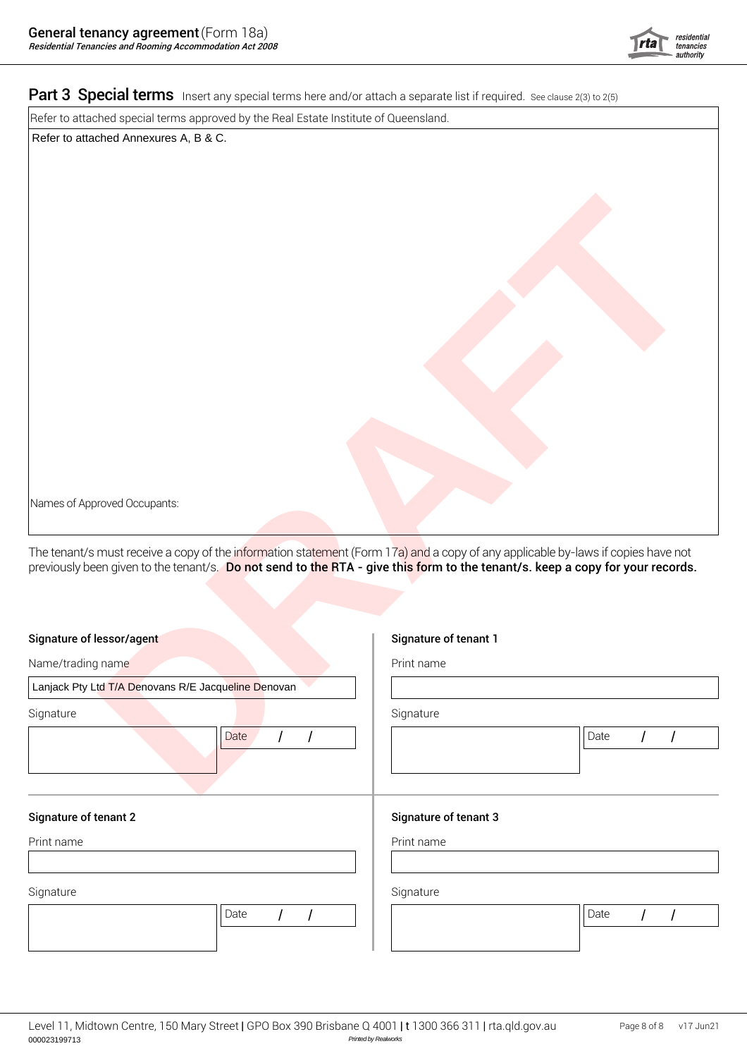## Part 3 Special terms

Insert any special terms here and/or attach a separate list if required. See clause 2(3) to 2(5)

Refer to attached special terms approved by the Real Estate Institute of Queensland.

Refer to attached Annexures A, B & C.

Names of Approved Occupants:

The tenant/s must receive a copy of the information statement (Form 17a) and a copy of any applicable by-laws if copies have not previously been given to the tenant/s. **Do not send to the RTA - give this form to the tenant/s. keep a copy for your records.**

DRAFT

**Signature of lessor/agent**

Name/trading name

Lanjack Pty Ltd T/A Denovans R/E Jacqueline Denovan

Signature

Date / /

**Signature of tenant 1**

Print name

Signature

Date / /

**Signature of tenant 2**

Print name

Signature

Date / /

**Signature of tenant 3**

Print name

Signature

Date / /

Level 11, Midtown Centre, 150 Mary Street | GPO Box 390 Brisbane Q 4001 | t 1300 366 311 | rta.qld.gov.au

000023199713

*Printed by Realworks*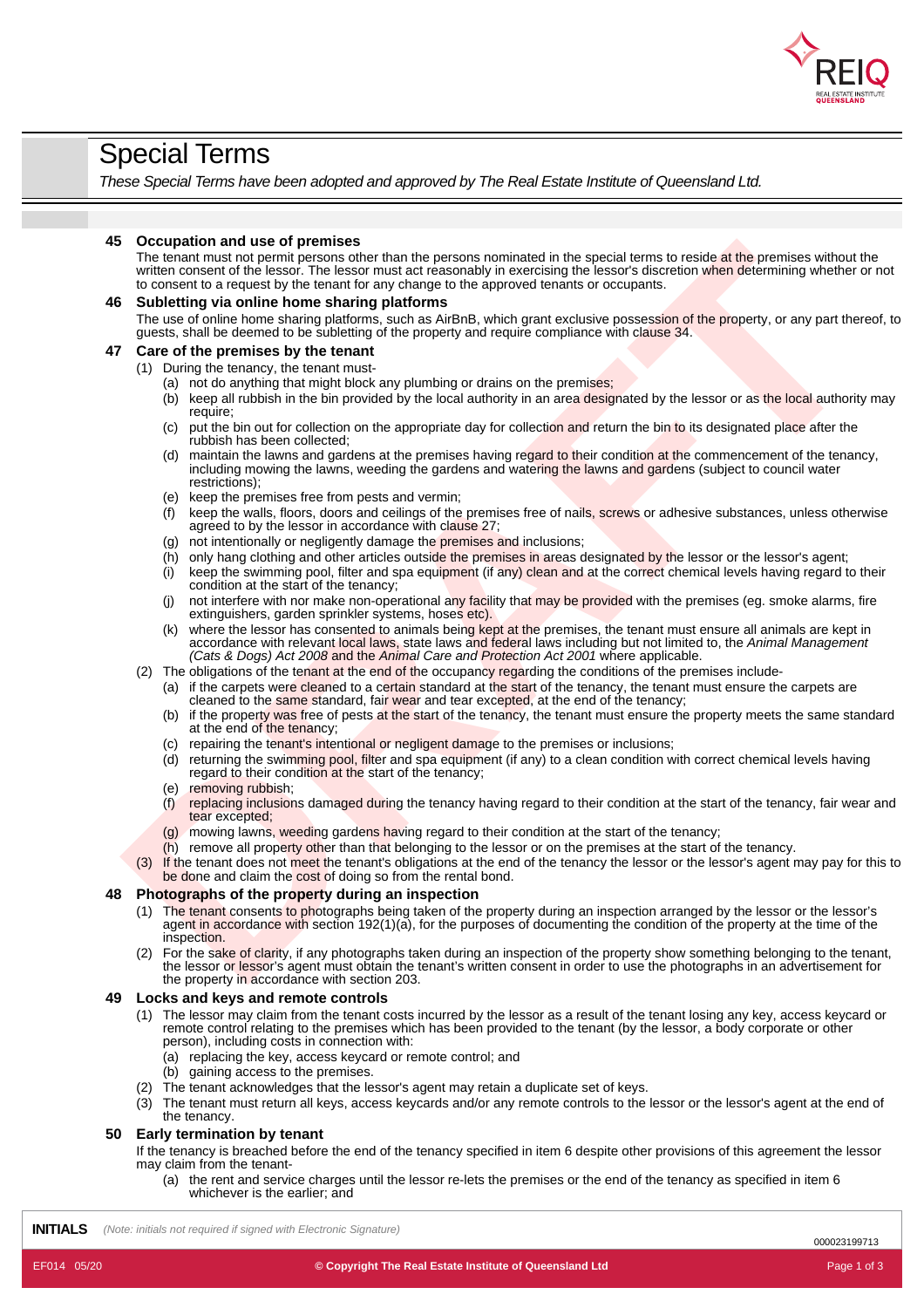# Special Terms

*These Special Terms have been adopted and approved by The Real Estate Institute of Queensland Ltd.*

### 45 Occupation and use of premises

The tenant must not permit persons other than the persons nominated in the special terms to reside at the premises without the written consent of the lessor. The lessor must act reasonably in exercising the lessor's discretion when determining whether or not to consent to a request by the tenant for any change to the approved tenants or occupants.

### 46 Subletting via online home sharing platforms

The use of online home sharing platforms, such as AirBnB, which grant exclusive possession of the property, or any part thereof, to guests, shall be deemed to be subletting of the property and require compliance with clause 34.

### 47 Care of the premises by the tenant

(1) During the tenancy, the tenant must-

- (a) not do anything that might block any plumbing or drains on the premises;
- (b) keep all rubbish in the bin provided by the local authority in an area designated by the lessor or as the local authority may require;
- (c) put the bin out for collection on the appropriate day for collection and return the bin to its designated place after the rubbish has been collected;
- (d) maintain the lawns and gardens at the premises having regard to their condition at the commencement of the tenancy, including mowing the lawns, weeding the gardens and watering the lawns and gardens (subject to council water restrictions);
- (e) keep the premises free from pests and vermin;
- (f) keep the walls, floors, doors and ceilings of the premises free of nails, screws or adhesive substances, unless otherwise agreed to by the lessor in accordance with clause 27;
- (g) not intentionally or negligently damage the premises and inclusions;
- (h) only hang clothing and other articles outside the premises in areas designated by the lessor or the lessor's agent;
- (i) keep the swimming pool, filter and spa equipment (if any) clean and at the correct chemical levels having regard to their condition at the start of the tenancy;
- (j) not interfere with nor make non-operational any facility that may be provided with the premises (eg. smoke alarms, fire extinguishers, garden sprinkler systems, hoses etc).
- (k) where the lessor has consented to animals being kept at the premises, the tenant must ensure all animals are kept in accordance with relevant local laws, state laws and federal laws including but not limited to, the *Animal Management (Cats & Dogs) Act 2008* and the *Animal Care and Protection Act 2001* where applicable.

(2) The obligations of the tenant at the end of the occupancy regarding the conditions of the premises include-

- (a) if the carpets were cleaned to a certain standard at the start of the tenancy, the tenant must ensure the carpets are cleaned to the same standard, fair wear and tear excepted, at the end of the tenancy;
- (b) if the property was free of pests at the start of the tenancy, the tenant must ensure the property meets the same standard at the end of the tenancy;
- (c) repairing the tenant's intentional or negligent damage to the premises or inclusions;
- (d) returning the swimming pool, filter and spa equipment (if any) to a clean condition with correct chemical levels having regard to their condition at the start of the tenancy;
- (e) removing rubbish;
- (f) replacing inclusions damaged during the tenancy having regard to their condition at the start of the tenancy, fair wear and tear excepted;
- (g) mowing lawns, weeding gardens having regard to their condition at the start of the tenancy;
- (h) remove all property other than that belonging to the lessor or on the premises at the start of the tenancy.

(3) If the tenant does not meet the tenant's obligations at the end of the tenancy the lessor or the lessor's agent may pay for this to be done and claim the cost of doing so from the rental bond.

### 48 Photographs of the property during an inspection

(1) The tenant consents to photographs being taken of the property during an inspection arranged by the lessor or the lessor's agent in accordance with section 192(1)(a), for the purposes of documenting the condition of the property at the time of the inspection.

(2) For the sake of clarity, if any photographs taken during an inspection of the property show something belonging to the tenant, the lessor or lessor's agent must obtain the tenant's written consent in order to use the photographs in an advertisement for the property in accordance with section 203.

### 49 Locks and keys and remote controls

(1) The lessor may claim from the tenant costs incurred by the lessor as a result of the tenant losing any key, access keycard or remote control relating to the premises which has been provided to the tenant (by the lessor, a body corporate or other person), including costs in connection with:

- (a) replacing the key, access keycard or remote control; and
- (b) gaining access to the premises.

(2) The tenant acknowledges that the lessor's agent may retain a duplicate set of keys.

(3) The tenant must return all keys, access keycards and/or any remote controls to the lessor or the lessor's agent at the end of the tenancy.

### 50 Early termination by tenant

If the tenancy is breached before the end of the tenancy specified in item 6 despite other provisions of this agreement the lessor may claim from the tenant-

- (a) the rent and service charges until the lessor re-lets the premises or the end of the tenancy as specified in item 6 whichever is the earlier; and

**INITIALS** *(Note: initials not required if signed with Electronic Signature)*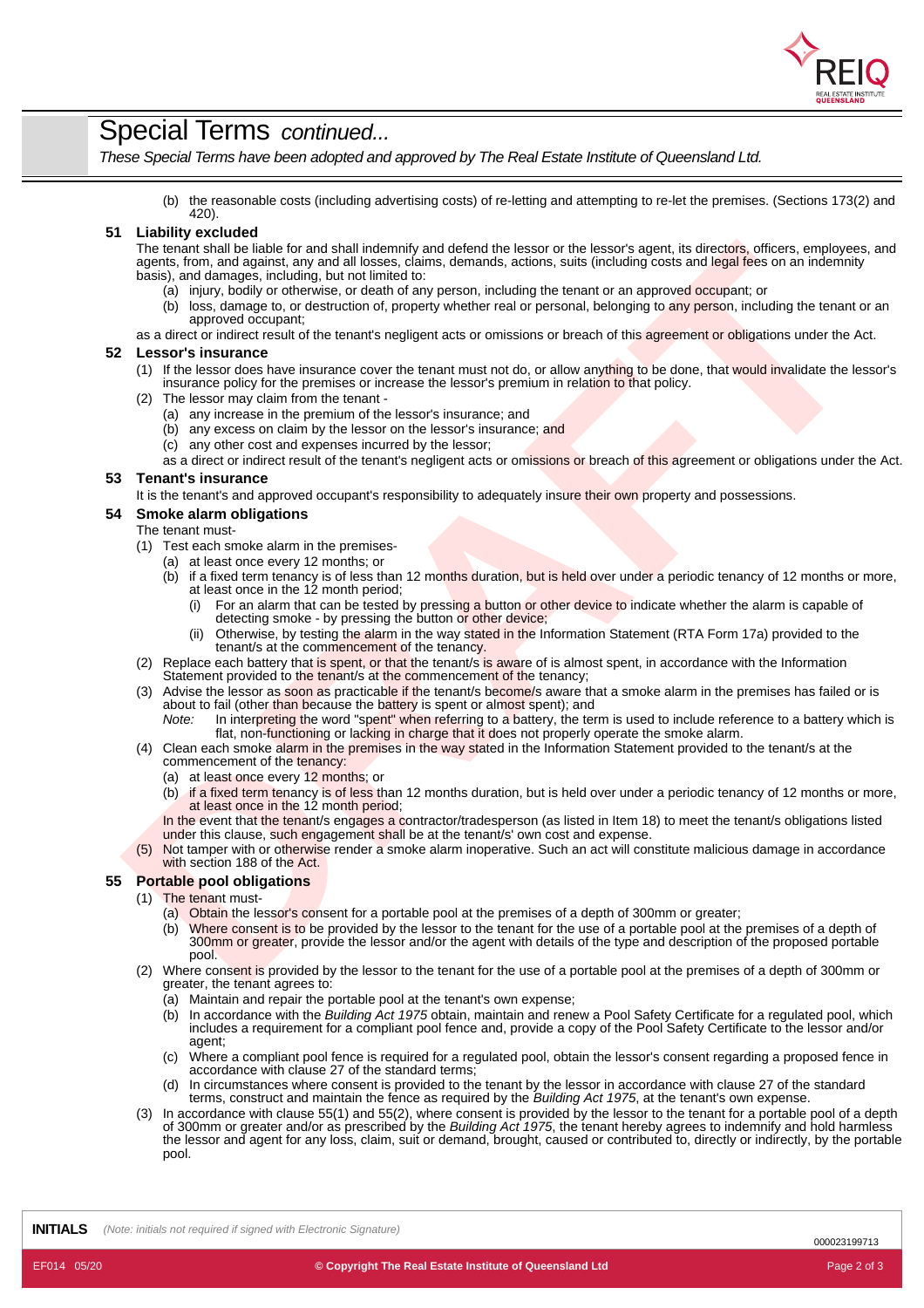## Special Terms *continued...*

*These Special Terms have been adopted and approved by The Real Estate Institute of Queensland Ltd.*

(b) the reasonable costs (including advertising costs) of re-letting and attempting to re-let the premises. (Sections 173(2) and 420).

### 51 Liability excluded

The tenant shall be liable for and shall indemnify and defend the lessor or the lessor's agent, its directors, officers, employees, and agents, from, and against, any and all losses, claims, demands, actions, suits (including costs and legal fees on an indemnity basis), and damages, including, but not limited to:

(a) injury, bodily or otherwise, or death of any person, including the tenant or an approved occupant; or

(b) loss, damage to, or destruction of, property whether real or personal, belonging to any person, including the tenant or an approved occupant;

as a direct or indirect result of the tenant's negligent acts or omissions or breach of this agreement or obligations under the Act.

### 52 Lessor's insurance

(1) If the lessor does have insurance cover the tenant must not do, or allow anything to be done, that would invalidate the lessor's insurance policy for the premises or increase the lessor's premium in relation to that policy.

(2) The lessor may claim from the tenant -

(a) any increase in the premium of the lessor's insurance; and

(b) any excess on claim by the lessor on the lessor's insurance; and

(c) any other cost and expenses incurred by the lessor;

as a direct or indirect result of the tenant's negligent acts or omissions or breach of this agreement or obligations under the Act.

### 53 Tenant's insurance

It is the tenant's and approved occupant's responsibility to adequately insure their own property and possessions.

### 54 Smoke alarm obligations

The tenant must-

(1) Test each smoke alarm in the premises-

(a) at least once every 12 months; or

(b) if a fixed term tenancy is of less than 12 months duration, but is held over under a periodic tenancy of 12 months or more, at least once in the 12 month period;

(i) For an alarm that can be tested by pressing a button or other device to indicate whether the alarm is capable of detecting smoke - by pressing the button or other device;

(ii) Otherwise, by testing the alarm in the way stated in the Information Statement (RTA Form 17a) provided to the tenant/s at the commencement of the tenancy.

(2) Replace each battery that is spent, or that the tenant/s is aware of is almost spent, in accordance with the Information Statement provided to the tenant/s at the commencement of the tenancy;

(3) Advise the lessor as soon as practicable if the tenant/s become/s aware that a smoke alarm in the premises has failed or is about to fail (other than because the battery is spent or almost spent); and

*Note:* In interpreting the word "spent" when referring to a battery, the term is used to include reference to a battery which is flat, non-functioning or lacking in charge that it does not properly operate the smoke alarm.

(4) Clean each smoke alarm in the premises in the way stated in the Information Statement provided to the tenant/s at the commencement of the tenancy:

(a) at least once every 12 months; or

(b) if a fixed term tenancy is of less than 12 months duration, but is held over under a periodic tenancy of 12 months or more, at least once in the 12 month period;

In the event that the tenant/s engages a contractor/tradesperson (as listed in Item 18) to meet the tenant/s obligations listed under this clause, such engagement shall be at the tenant/s' own cost and expense.

(5) Not tamper with or otherwise render a smoke alarm inoperative. Such an act will constitute malicious damage in accordance with section 188 of the Act.

### 55 Portable pool obligations

(1) The tenant must-

(a) Obtain the lessor's consent for a portable pool at the premises of a depth of 300mm or greater;

(b) Where consent is to be provided by the lessor to the tenant for the use of a portable pool at the premises of a depth of 300mm or greater, provide the lessor and/or the agent with details of the type and description of the proposed portable pool.

(2) Where consent is provided by the lessor to the tenant for the use of a portable pool at the premises of a depth of 300mm or greater, the tenant agrees to:

(a) Maintain and repair the portable pool at the tenant's own expense;

(b) In accordance with the *Building Act 1975* obtain, maintain and renew a Pool Safety Certificate for a regulated pool, which includes a requirement for a compliant pool fence and, provide a copy of the Pool Safety Certificate to the lessor and/or agent;

(c) Where a compliant pool fence is required for a regulated pool, obtain the lessor's consent regarding a proposed fence in accordance with clause 27 of the standard terms;

(d) In circumstances where consent is provided to the tenant by the lessor in accordance with clause 27 of the standard terms, construct and maintain the fence as required by the *Building Act 1975*, at the tenant's own expense.

(3) In accordance with clause 55(1) and 55(2), where consent is provided by the lessor to the tenant for a portable pool of a depth of 300mm or greater and/or as prescribed by the *Building Act 1975*, the tenant hereby agrees to indemnify and hold harmless the lessor and agent for any loss, claim, suit or demand, brought, caused or contributed to, directly or indirectly, by the portable pool.

**INITIALS** *(Note: initials not required if signed with Electronic Signature)*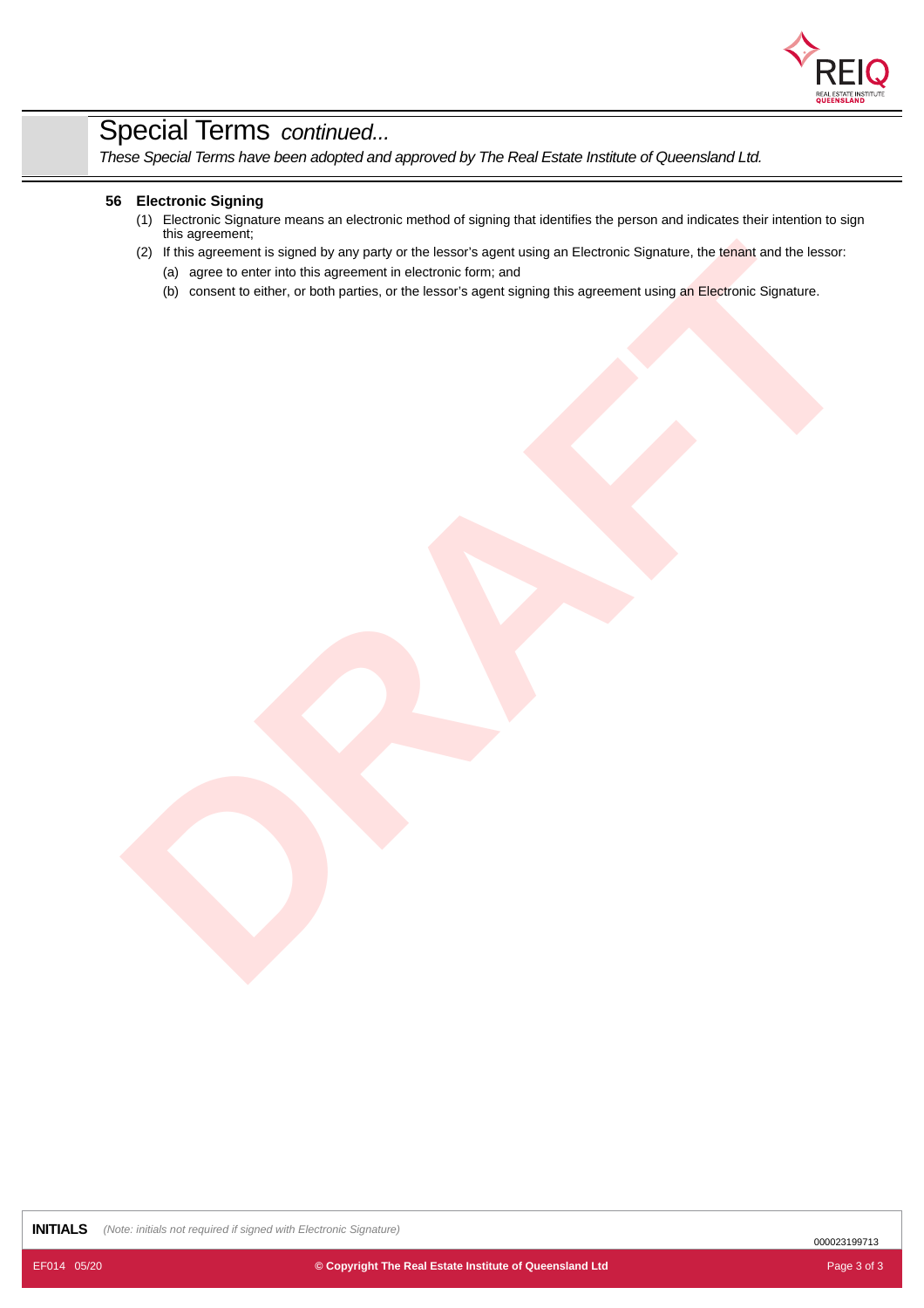## Special Terms *continued...*

*These Special Terms have been adopted and approved by The Real Estate Institute of Queensland Ltd.*

### 56 Electronic Signing

(1) Electronic Signature means an electronic method of signing that identifies the person and indicates their intention to sign this agreement;

(2) If this agreement is signed by any party or the lessor's agent using an Electronic Signature, the tenant and the lessor:

(a) agree to enter into this agreement in electronic form; and

(b) consent to either, or both parties, or the lessor's agent signing this agreement using an Electronic Signature.

**INITIALS** *(Note: initials not required if signed with Electronic Signature)*

000023199713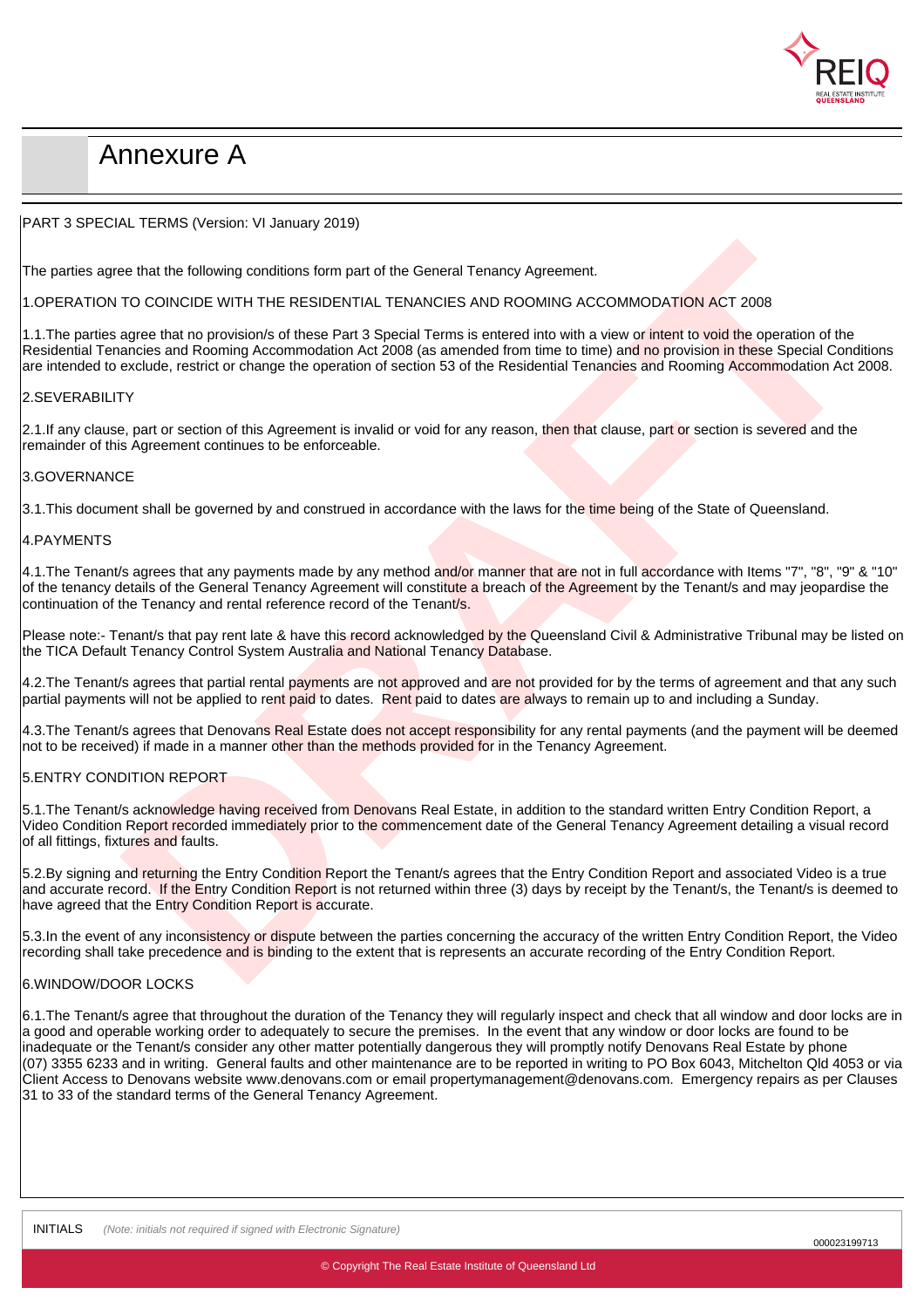# Annexure A

PART 3 SPECIAL TERMS (Version: VI January 2019)

The parties agree that the following conditions form part of the General Tenancy Agreement.

1.OPERATION TO COINCIDE WITH THE RESIDENTIAL TENANCIES AND ROOMING ACCOMMODATION ACT 2008

1.1.The parties agree that no provision/s of these Part 3 Special Terms is entered into with a view or intent to void the operation of the Residential Tenancies and Rooming Accommodation Act 2008 (as amended from time to time) and no provision in these Special Conditions are intended to exclude, restrict or change the operation of section 53 of the Residential Tenancies and Rooming Accommodation Act 2008.

2.SEVERABILITY

2.1.If any clause, part or section of this Agreement is invalid or void for any reason, then that clause, part or section is severed and the remainder of this Agreement continues to be enforceable.

3.GOVERNANCE

3.1.This document shall be governed by and construed in accordance with the laws for the time being of the State of Queensland.

4.PAYMENTS

4.1.The Tenant/s agrees that any payments made by any method and/or manner that are not in full accordance with Items "7", "8", "9" & "10" of the tenancy details of the General Tenancy Agreement will constitute a breach of the Agreement by the Tenant/s and may jeopardise the continuation of the Tenancy and rental reference record of the Tenant/s.

Please note:- Tenant/s that pay rent late & have this record acknowledged by the Queensland Civil & Administrative Tribunal may be listed on the TICA Default Tenancy Control System Australia and National Tenancy Database.

4.2.The Tenant/s agrees that partial rental payments are not approved and are not provided for by the terms of agreement and that any such partial payments will not be applied to rent paid to dates. Rent paid to dates are always to remain up to and including a Sunday.

4.3.The Tenant/s agrees that Denovans Real Estate does not accept responsibility for any rental payments (and the payment will be deemed not to be received) if made in a manner other than the methods provided for in the Tenancy Agreement.

5.ENTRY CONDITION REPORT

5.1.The Tenant/s acknowledge having received from Denovans Real Estate, in addition to the standard written Entry Condition Report, a Video Condition Report recorded immediately prior to the commencement date of the General Tenancy Agreement detailing a visual record of all fittings, fixtures and faults.

5.2.By signing and returning the Entry Condition Report the Tenant/s agrees that the Entry Condition Report and associated Video is a true and accurate record. If the Entry Condition Report is not returned within three (3) days by receipt by the Tenant/s, the Tenant/s is deemed to have agreed that the Entry Condition Report is accurate.

5.3.In the event of any inconsistency or dispute between the parties concerning the accuracy of the written Entry Condition Report, the Video recording shall take precedence and is binding to the extent that is represents an accurate recording of the Entry Condition Report.

6.WINDOW/DOOR LOCKS

6.1.The Tenant/s agree that throughout the duration of the Tenancy they will regularly inspect and check that all window and door locks are in a good and operable working order to adequately to secure the premises. In the event that any window or door locks are found to be inadequate or the Tenant/s consider any other matter potentially dangerous they will promptly notify Denovans Real Estate by phone (07) 3355 6233 and in writing. General faults and other maintenance are to be reported in writing to PO Box 6043, Mitchelton Qld 4053 or via Client Access to Denovans website www.denovans.com or email propertymanagement@denovans.com. Emergency repairs as per Clauses 31 to 33 of the standard terms of the General Tenancy Agreement.

INITIALS *(Note: initials not required if signed with Electronic Signature)*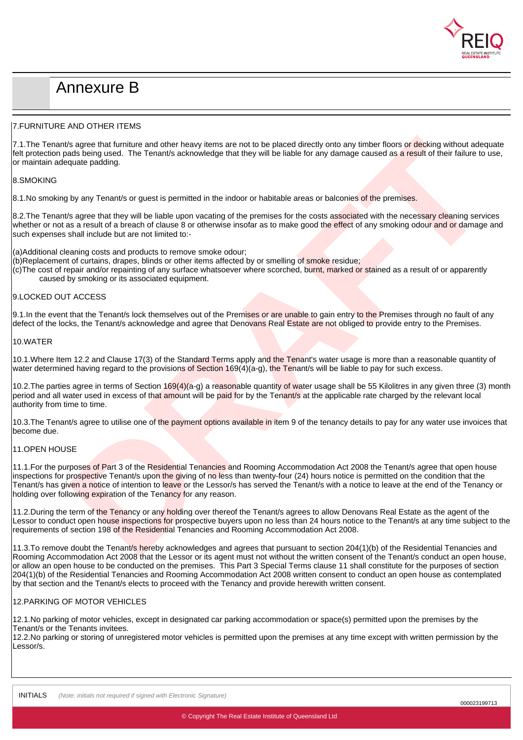# Annexure B

7.FURNITURE AND OTHER ITEMS

7.1.The Tenant/s agree that furniture and other heavy items are not to be placed directly onto any timber floors or decking without adequate felt protection pads being used. The Tenant/s acknowledge that they will be liable for any damage caused as a result of their failure to use, or maintain adequate padding.

8.SMOKING

8.1.No smoking by any Tenant/s or guest is permitted in the indoor or habitable areas or balconies of the premises.

8.2.The Tenant/s agree that they will be liable upon vacating of the premises for the costs associated with the necessary cleaning services whether or not as a result of a breach of clause 8 or otherwise insofar as to make good the effect of any smoking odour and or damage and such expenses shall include but are not limited to:-

(a)Additional cleaning costs and products to remove smoke odour;
(b)Replacement of curtains, drapes, blinds or other items affected by or smelling of smoke residue;
(c)The cost of repair and/or repainting of any surface whatsoever where scorched, burnt, marked or stained as a result of or apparently caused by smoking or its associated equipment.

9.LOCKED OUT ACCESS

9.1.In the event that the Tenant/s lock themselves out of the Premises or are unable to gain entry to the Premises through no fault of any defect of the locks, the Tenant/s acknowledge and agree that Denovans Real Estate are not obliged to provide entry to the Premises.

10.WATER

10.1.Where Item 12.2 and Clause 17(3) of the Standard Terms apply and the Tenant's water usage is more than a reasonable quantity of water determined having regard to the provisions of Section 169(4)(a-g), the Tenant/s will be liable to pay for such excess.

10.2.The parties agree in terms of Section 169(4)(a-g) a reasonable quantity of water usage shall be 55 Kilolitres in any given three (3) month period and all water used in excess of that amount will be paid for by the Tenant/s at the applicable rate charged by the relevant local authority from time to time.

10.3.The Tenant/s agree to utilise one of the payment options available in item 9 of the tenancy details to pay for any water use invoices that become due.

11.OPEN HOUSE

11.1.For the purposes of Part 3 of the Residential Tenancies and Rooming Accommodation Act 2008 the Tenant/s agree that open house inspections for prospective Tenant/s upon the giving of no less than twenty-four (24) hours notice is permitted on the condition that the Tenant/s has given a notice of intention to leave or the Lessor/s has served the Tenant/s with a notice to leave at the end of the Tenancy or holding over following expiration of the Tenancy for any reason.

11.2.During the term of the Tenancy or any holding over thereof the Tenant/s agrees to allow Denovans Real Estate as the agent of the Lessor to conduct open house inspections for prospective buyers upon no less than 24 hours notice to the Tenant/s at any time subject to the requirements of section 198 of the Residential Tenancies and Rooming Accommodation Act 2008.

11.3.To remove doubt the Tenant/s hereby acknowledges and agrees that pursuant to section 204(1)(b) of the Residential Tenancies and Rooming Accommodation Act 2008 that the Lessor or its agent must not without the written consent of the Tenant/s conduct an open house, or allow an open house to be conducted on the premises. This Part 3 Special Terms clause 11 shall constitute for the purposes of section 204(1)(b) of the Residential Tenancies and Rooming Accommodation Act 2008 written consent to conduct an open house as contemplated by that section and the Tenant/s elects to proceed with the Tenancy and provide herewith written consent.

12.PARKING OF MOTOR VEHICLES

12.1.No parking of motor vehicles, except in designated car parking accommodation or space(s) permitted upon the premises by the Tenant/s or the Tenants invitees.
12.2.No parking or storing of unregistered motor vehicles is permitted upon the premises at any time except with written permission by the Lessor/s.

INITIALS *(Note: initials not required if signed with Electronic Signature)*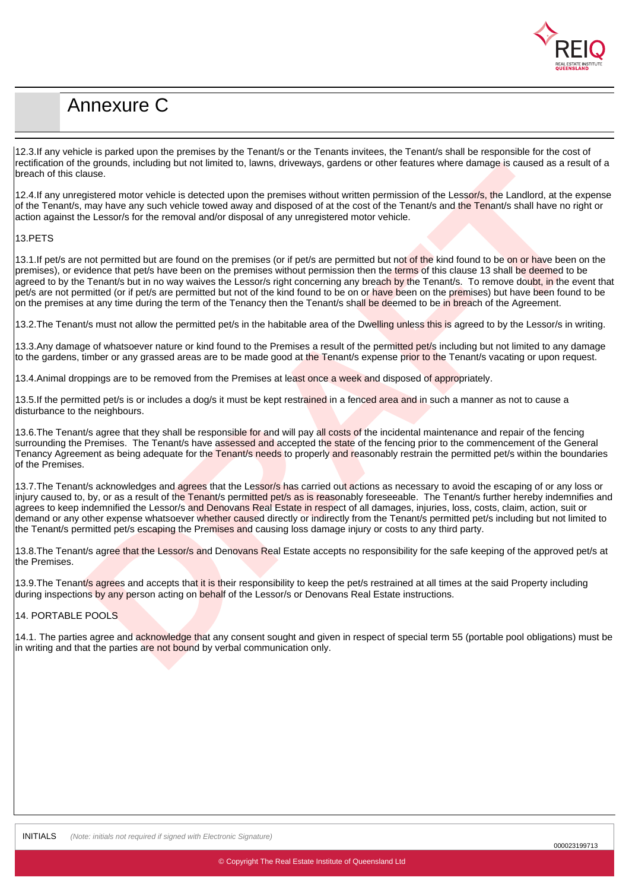# Annexure C

12.3.If any vehicle is parked upon the premises by the Tenant/s or the Tenants invitees, the Tenant/s shall be responsible for the cost of rectification of the grounds, including but not limited to, lawns, driveways, gardens or other features where damage is caused as a result of a breach of this clause.

12.4.If any unregistered motor vehicle is detected upon the premises without written permission of the Lessor/s, the Landlord, at the expense of the Tenant/s, may have any such vehicle towed away and disposed of at the cost of the Tenant/s and the Tenant/s shall have no right or action against the Lessor/s for the removal and/or disposal of any unregistered motor vehicle.

13.PETS

13.1.If pet/s are not permitted but are found on the premises (or if pet/s are permitted but not of the kind found to be on or have been on the premises), or evidence that pet/s have been on the premises without permission then the terms of this clause 13 shall be deemed to be agreed to by the Tenant/s but in no way waives the Lessor/s right concerning any breach by the Tenant/s. To remove doubt, in the event that pet/s are not permitted (or if pet/s are permitted but not of the kind found to be on or have been on the premises) but have been found to be on the premises at any time during the term of the Tenancy then the Tenant/s shall be deemed to be in breach of the Agreement.

13.2.The Tenant/s must not allow the permitted pet/s in the habitable area of the Dwelling unless this is agreed to by the Lessor/s in writing.

13.3.Any damage of whatsoever nature or kind found to the Premises a result of the permitted pet/s including but not limited to any damage to the gardens, timber or any grassed areas are to be made good at the Tenant/s expense prior to the Tenant/s vacating or upon request.

13.4.Animal droppings are to be removed from the Premises at least once a week and disposed of appropriately.

13.5.If the permitted pet/s is or includes a dog/s it must be kept restrained in a fenced area and in such a manner as not to cause a disturbance to the neighbours.

13.6.The Tenant/s agree that they shall be responsible for and will pay all costs of the incidental maintenance and repair of the fencing surrounding the Premises. The Tenant/s have assessed and accepted the state of the fencing prior to the commencement of the General Tenancy Agreement as being adequate for the Tenant/s needs to properly and reasonably restrain the permitted pet/s within the boundaries of the Premises.

13.7.The Tenant/s acknowledges and agrees that the Lessor/s has carried out actions as necessary to avoid the escaping of or any loss or injury caused to, by, or as a result of the Tenant/s permitted pet/s as is reasonably foreseeable. The Tenant/s further hereby indemnifies and agrees to keep indemnified the Lessor/s and Denovans Real Estate in respect of all damages, injuries, loss, costs, claim, action, suit or demand or any other expense whatsoever whether caused directly or indirectly from the Tenant/s permitted pet/s including but not limited to the Tenant/s permitted pet/s escaping the Premises and causing loss damage injury or costs to any third party.

13.8.The Tenant/s agree that the Lessor/s and Denovans Real Estate accepts no responsibility for the safe keeping of the approved pet/s at the Premises.

13.9.The Tenant/s agrees and accepts that it is their responsibility to keep the pet/s restrained at all times at the said Property including during inspections by any person acting on behalf of the Lessor/s or Denovans Real Estate instructions.

14. PORTABLE POOLS

14.1. The parties agree and acknowledge that any consent sought and given in respect of special term 55 (portable pool obligations) must be in writing and that the parties are not bound by verbal communication only.

INITIALS *(Note: initials not required if signed with Electronic Signature)*